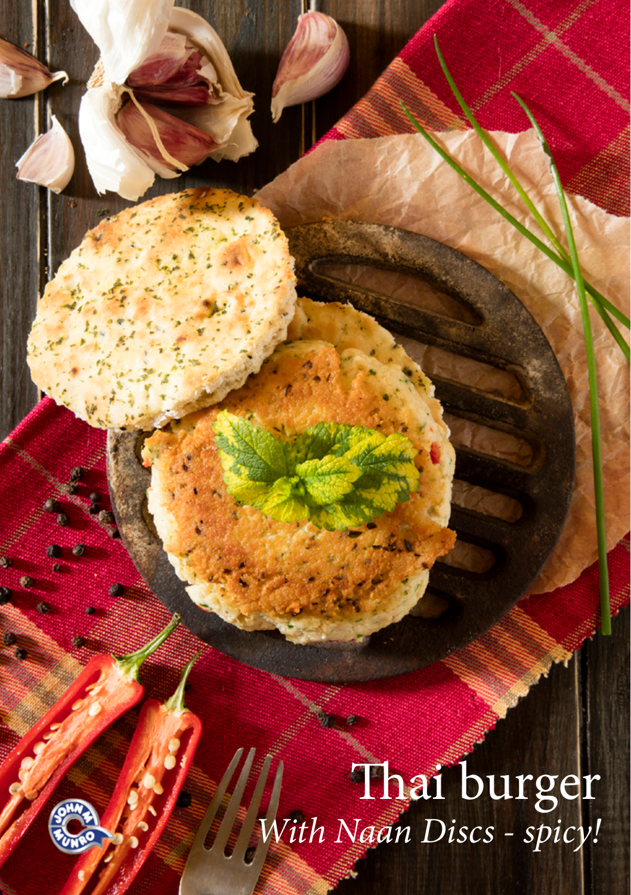# Thai burger

*With Naan Discs - spicy!*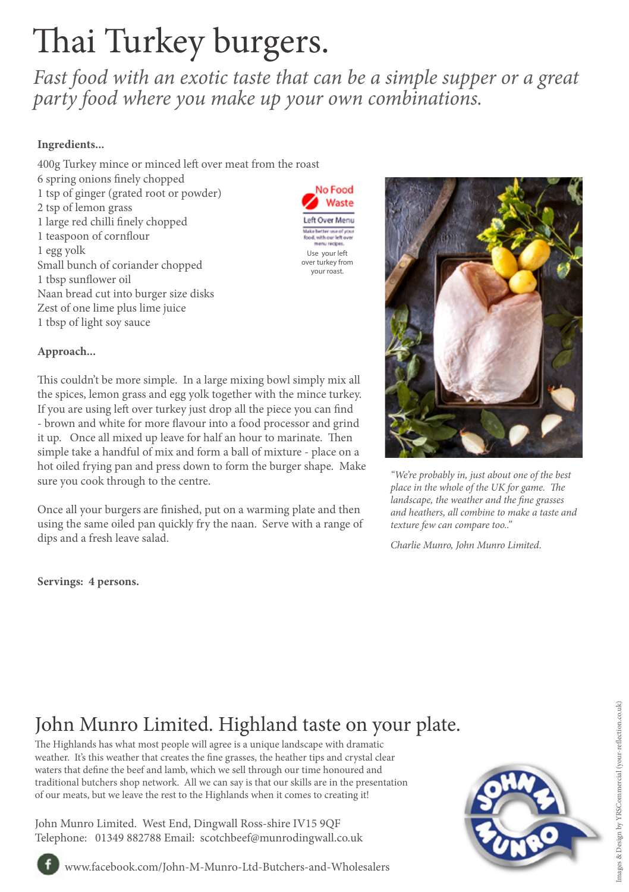# Thai Turkey burgers.

*Fast food with an exotic taste that can be a simple supper or a great party food where you make up your own combinations.*

**Ingredients...**

400g Turkey mince or minced left over meat from the roast
6 spring onions finely chopped
1 tsp of ginger (grated root or powder)
2 tsp of lemon grass
1 large red chilli finely chopped
1 teaspoon of cornflour
1 egg yolk
Small bunch of coriander chopped
1 tbsp sunflower oil
Naan bread cut into burger size disks
Zest of one lime plus lime juice
1 tbsp of light soy sauce

No Food Waste

Left Over Menu

Make better use of your food, with our left over menu recipes.

Use your left over turkey from your roast.

**Approach...**

This couldn't be more simple. In a large mixing bowl simply mix all the spices, lemon grass and egg yolk together with the mince turkey. If you are using left over turkey just drop all the piece you can find - brown and white for more flavour into a food processor and grind it up. Once all mixed up leave for half an hour to marinate. Then simple take a handful of mix and form a ball of mixture - place on a hot oiled frying pan and press down to form the burger shape. Make sure you cook through to the centre.

Once all your burgers are finished, put on a warming plate and then using the same oiled pan quickly fry the naan. Serve with a range of dips and a fresh leave salad.

**Servings: 4 persons.**

*"We're probably in, just about one of the best place in the whole of the UK for game. The landscape, the weather and the fine grasses and heathers, all combine to make a taste and texture few can compare too.."*

*Charlie Munro, John Munro Limited.*

## John Munro Limited. Highland taste on your plate.

The Highlands has what most people will agree is a unique landscape with dramatic weather. It's this weather that creates the fine grasses, the heather tips and crystal clear waters that define the beef and lamb, which we sell through our time honoured and traditional butchers shop network. All we can say is that our skills are in the presentation of our meats, but we leave the rest to the Highlands when it comes to creating it!

John Munro Limited. West End, Dingwall Ross-shire IV15 9QF
Telephone: 01349 882788 Email: scotchbeef@munrodingwall.co.uk

www.facebook.com/John-M-Munro-Ltd-Butchers-and-Wholesalers

Images & Design by YRSCommercial (your-reflection.co.uk)